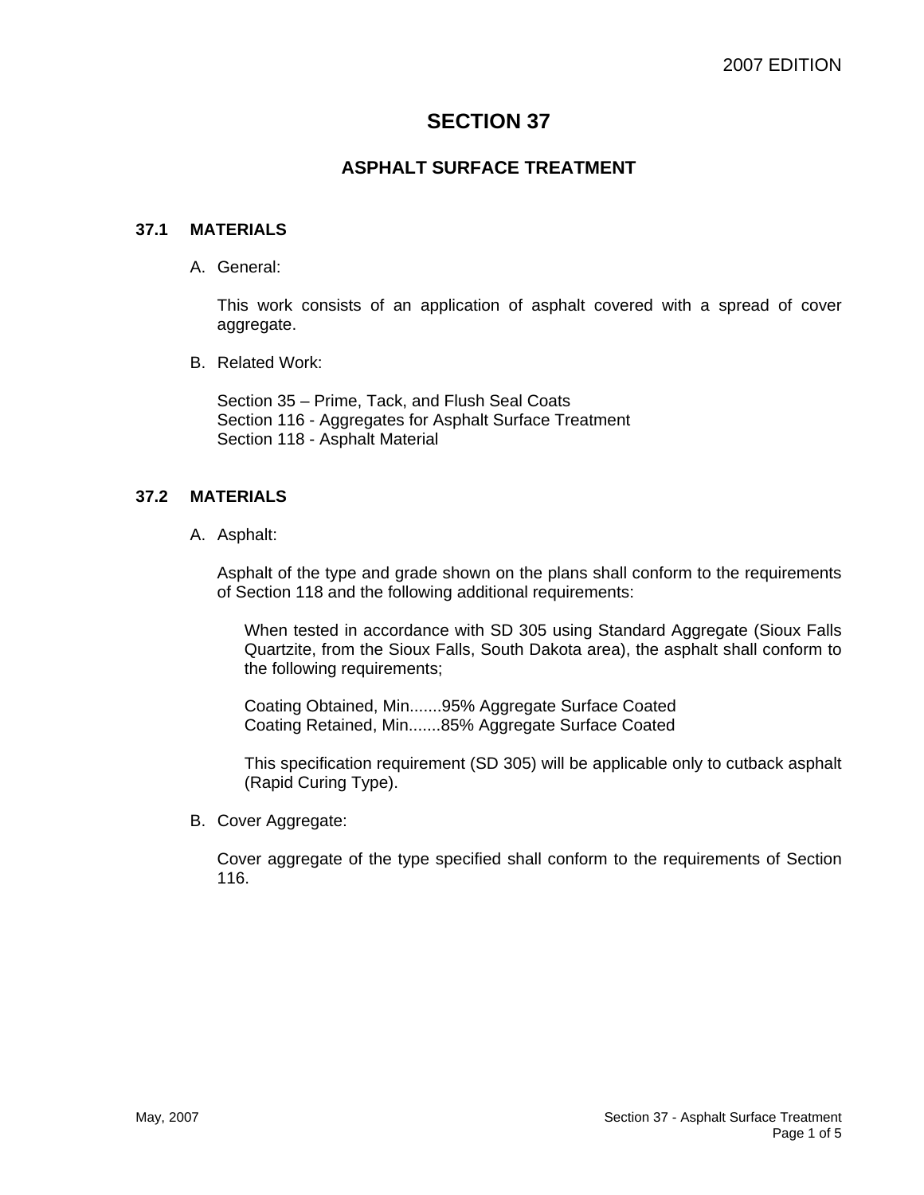# SECTION 37

## ASPHALT SURFACE TREATMENT

### 37.1 MATERIALS

A. General:

This work consists of an application of asphalt covered with a spread of cover aggregate.

B. Related Work:

Section 35 – Prime, Tack, and Flush Seal Coats
Section 116 - Aggregates for Asphalt Surface Treatment
Section 118 - Asphalt Material

### 37.2 MATERIALS

A. Asphalt:

Asphalt of the type and grade shown on the plans shall conform to the requirements of Section 118 and the following additional requirements:

When tested in accordance with SD 305 using Standard Aggregate (Sioux Falls Quartzite, from the Sioux Falls, South Dakota area), the asphalt shall conform to the following requirements;

Coating Obtained, Min.......95% Aggregate Surface Coated
Coating Retained, Min.......85% Aggregate Surface Coated

This specification requirement (SD 305) will be applicable only to cutback asphalt (Rapid Curing Type).

B. Cover Aggregate:

Cover aggregate of the type specified shall conform to the requirements of Section 116.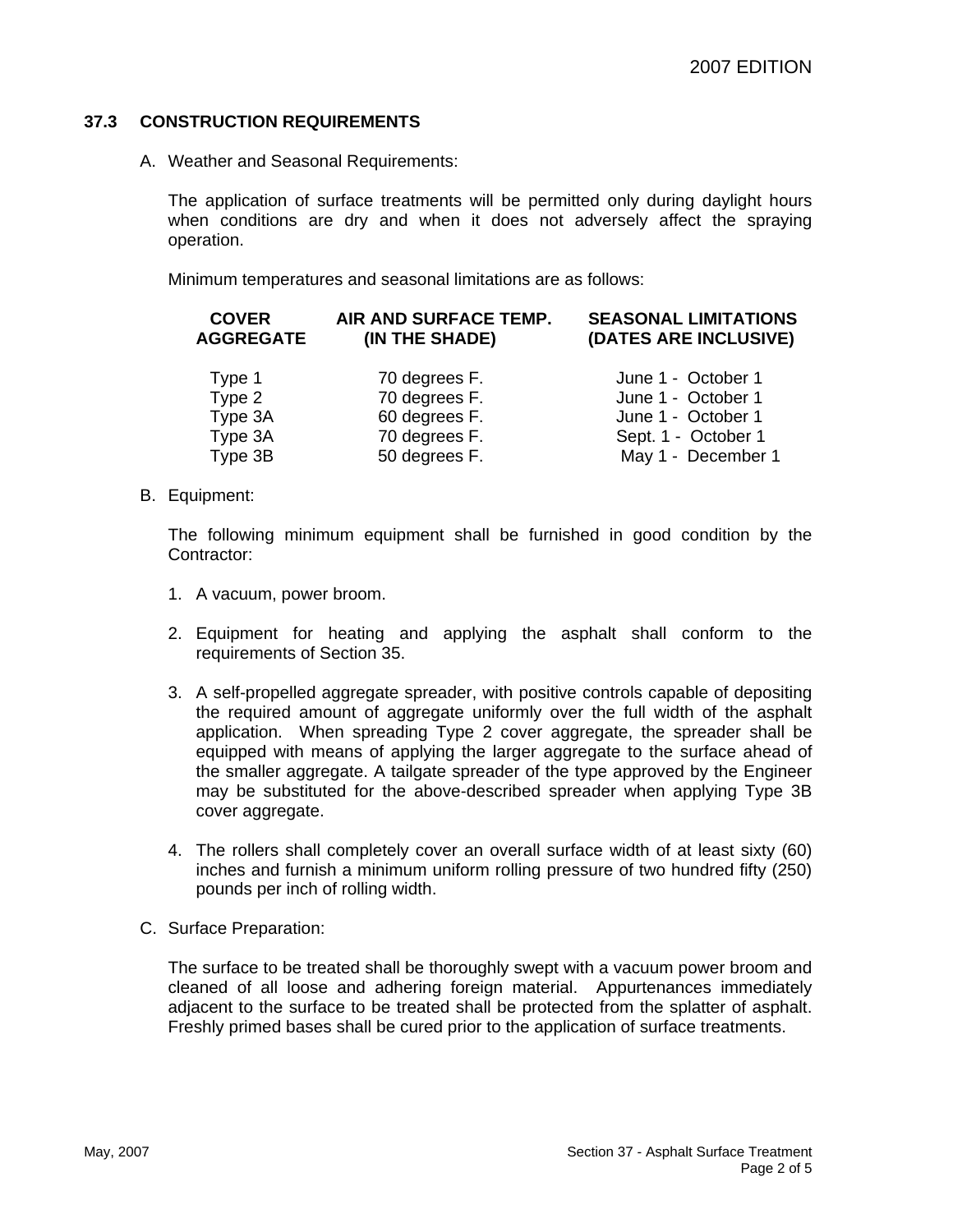## 37.3 CONSTRUCTION REQUIREMENTS

A. Weather and Seasonal Requirements:

The application of surface treatments will be permitted only during daylight hours when conditions are dry and when it does not adversely affect the spraying operation.

Minimum temperatures and seasonal limitations are as follows:

| COVER AGGREGATE | AIR AND SURFACE TEMP. (IN THE SHADE) | SEASONAL LIMITATIONS (DATES ARE INCLUSIVE) |
|---|---|---|
| Type 1 | 70 degrees F. | June 1 - October 1 |
| Type 2 | 70 degrees F. | June 1 - October 1 |
| Type 3A | 60 degrees F. | June 1 - October 1 |
| Type 3A | 70 degrees F. | Sept. 1 - October 1 |
| Type 3B | 50 degrees F. | May 1 - December 1 |

B. Equipment:

The following minimum equipment shall be furnished in good condition by the Contractor:

1. A vacuum, power broom.

2. Equipment for heating and applying the asphalt shall conform to the requirements of Section 35.

3. A self-propelled aggregate spreader, with positive controls capable of depositing the required amount of aggregate uniformly over the full width of the asphalt application. When spreading Type 2 cover aggregate, the spreader shall be equipped with means of applying the larger aggregate to the surface ahead of the smaller aggregate. A tailgate spreader of the type approved by the Engineer may be substituted for the above-described spreader when applying Type 3B cover aggregate.

4. The rollers shall completely cover an overall surface width of at least sixty (60) inches and furnish a minimum uniform rolling pressure of two hundred fifty (250) pounds per inch of rolling width.

C. Surface Preparation:

The surface to be treated shall be thoroughly swept with a vacuum power broom and cleaned of all loose and adhering foreign material. Appurtenances immediately adjacent to the surface to be treated shall be protected from the splatter of asphalt. Freshly primed bases shall be cured prior to the application of surface treatments.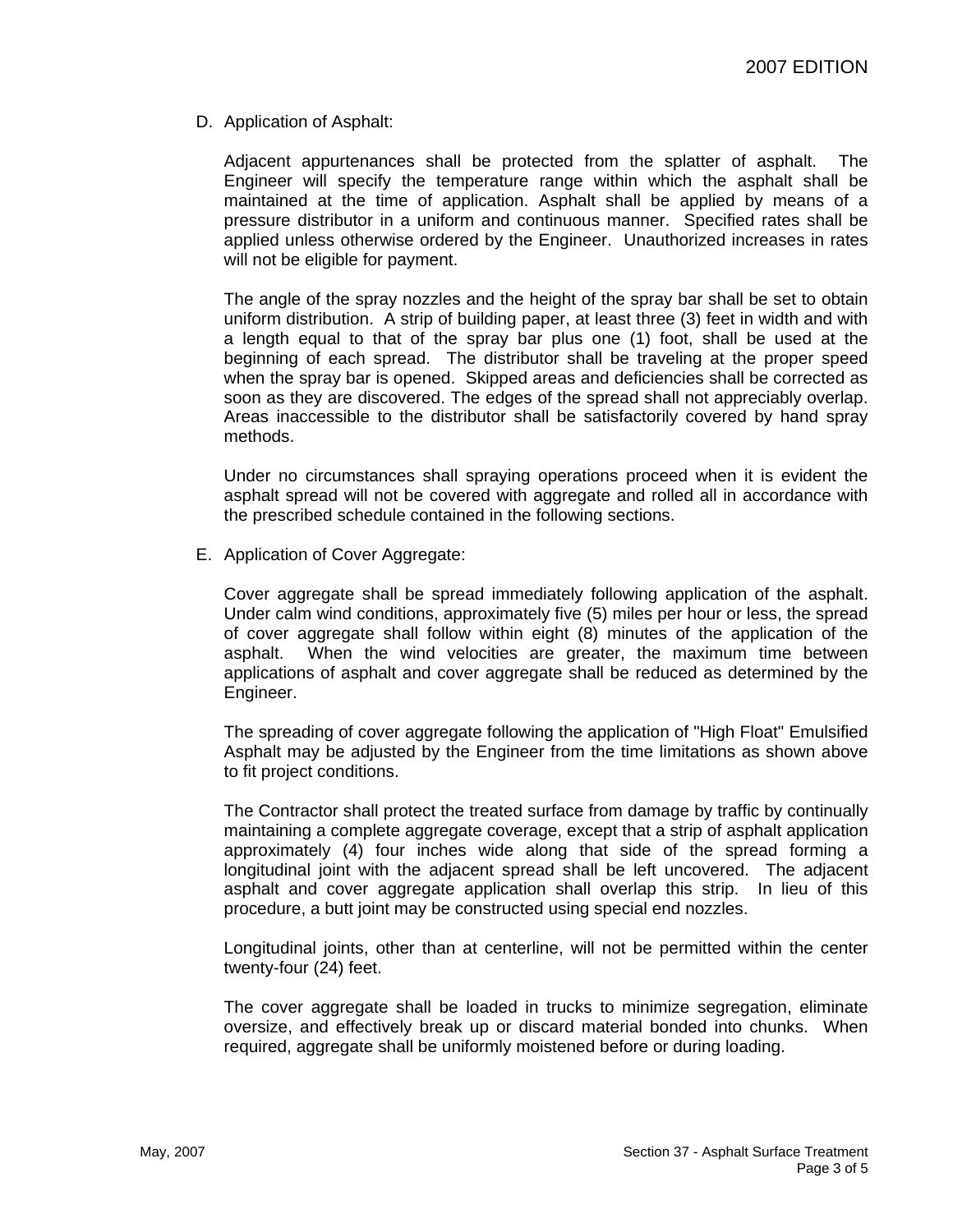D. Application of Asphalt:

Adjacent appurtenances shall be protected from the splatter of asphalt. The Engineer will specify the temperature range within which the asphalt shall be maintained at the time of application. Asphalt shall be applied by means of a pressure distributor in a uniform and continuous manner. Specified rates shall be applied unless otherwise ordered by the Engineer. Unauthorized increases in rates will not be eligible for payment.

The angle of the spray nozzles and the height of the spray bar shall be set to obtain uniform distribution. A strip of building paper, at least three (3) feet in width and with a length equal to that of the spray bar plus one (1) foot, shall be used at the beginning of each spread. The distributor shall be traveling at the proper speed when the spray bar is opened. Skipped areas and deficiencies shall be corrected as soon as they are discovered. The edges of the spread shall not appreciably overlap. Areas inaccessible to the distributor shall be satisfactorily covered by hand spray methods.

Under no circumstances shall spraying operations proceed when it is evident the asphalt spread will not be covered with aggregate and rolled all in accordance with the prescribed schedule contained in the following sections.

E. Application of Cover Aggregate:

Cover aggregate shall be spread immediately following application of the asphalt. Under calm wind conditions, approximately five (5) miles per hour or less, the spread of cover aggregate shall follow within eight (8) minutes of the application of the asphalt. When the wind velocities are greater, the maximum time between applications of asphalt and cover aggregate shall be reduced as determined by the Engineer.

The spreading of cover aggregate following the application of "High Float" Emulsified Asphalt may be adjusted by the Engineer from the time limitations as shown above to fit project conditions.

The Contractor shall protect the treated surface from damage by traffic by continually maintaining a complete aggregate coverage, except that a strip of asphalt application approximately (4) four inches wide along that side of the spread forming a longitudinal joint with the adjacent spread shall be left uncovered. The adjacent asphalt and cover aggregate application shall overlap this strip. In lieu of this procedure, a butt joint may be constructed using special end nozzles.

Longitudinal joints, other than at centerline, will not be permitted within the center twenty-four (24) feet.

The cover aggregate shall be loaded in trucks to minimize segregation, eliminate oversize, and effectively break up or discard material bonded into chunks. When required, aggregate shall be uniformly moistened before or during loading.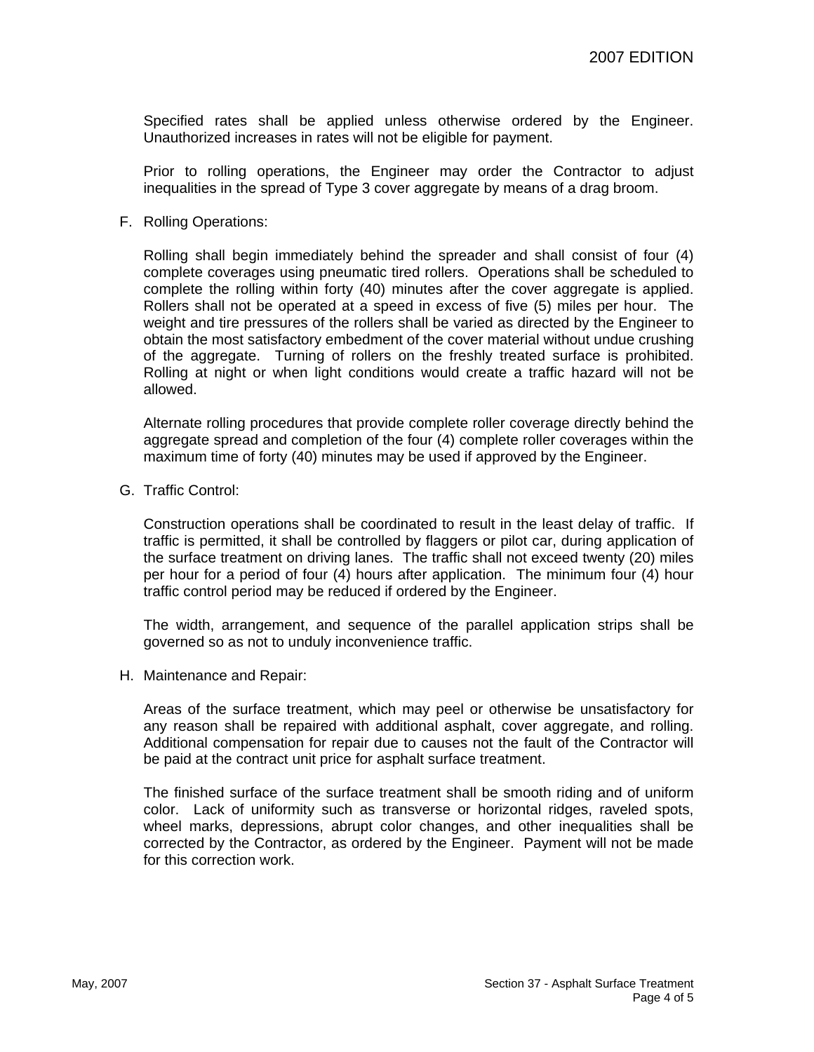Specified rates shall be applied unless otherwise ordered by the Engineer. Unauthorized increases in rates will not be eligible for payment.

Prior to rolling operations, the Engineer may order the Contractor to adjust inequalities in the spread of Type 3 cover aggregate by means of a drag broom.

F. Rolling Operations:

Rolling shall begin immediately behind the spreader and shall consist of four (4) complete coverages using pneumatic tired rollers. Operations shall be scheduled to complete the rolling within forty (40) minutes after the cover aggregate is applied. Rollers shall not be operated at a speed in excess of five (5) miles per hour. The weight and tire pressures of the rollers shall be varied as directed by the Engineer to obtain the most satisfactory embedment of the cover material without undue crushing of the aggregate. Turning of rollers on the freshly treated surface is prohibited. Rolling at night or when light conditions would create a traffic hazard will not be allowed.

Alternate rolling procedures that provide complete roller coverage directly behind the aggregate spread and completion of the four (4) complete roller coverages within the maximum time of forty (40) minutes may be used if approved by the Engineer.

G. Traffic Control:

Construction operations shall be coordinated to result in the least delay of traffic. If traffic is permitted, it shall be controlled by flaggers or pilot car, during application of the surface treatment on driving lanes. The traffic shall not exceed twenty (20) miles per hour for a period of four (4) hours after application. The minimum four (4) hour traffic control period may be reduced if ordered by the Engineer.

The width, arrangement, and sequence of the parallel application strips shall be governed so as not to unduly inconvenience traffic.

H. Maintenance and Repair:

Areas of the surface treatment, which may peel or otherwise be unsatisfactory for any reason shall be repaired with additional asphalt, cover aggregate, and rolling. Additional compensation for repair due to causes not the fault of the Contractor will be paid at the contract unit price for asphalt surface treatment.

The finished surface of the surface treatment shall be smooth riding and of uniform color. Lack of uniformity such as transverse or horizontal ridges, raveled spots, wheel marks, depressions, abrupt color changes, and other inequalities shall be corrected by the Contractor, as ordered by the Engineer. Payment will not be made for this correction work.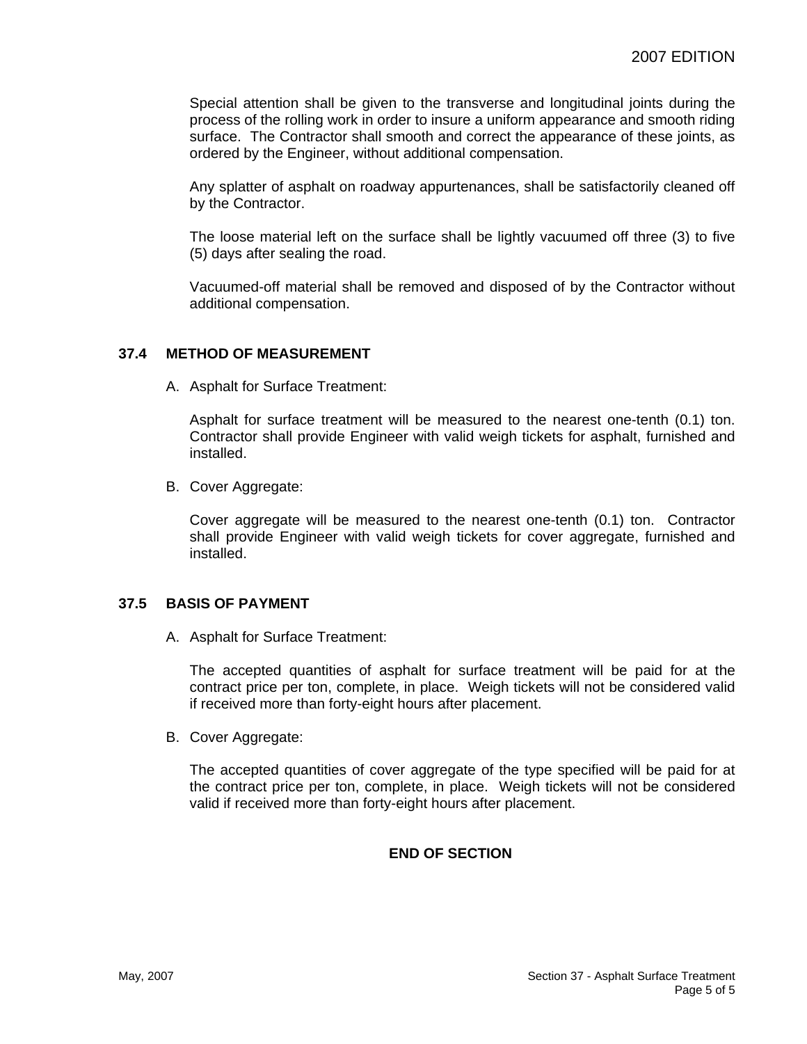Special attention shall be given to the transverse and longitudinal joints during the process of the rolling work in order to insure a uniform appearance and smooth riding surface. The Contractor shall smooth and correct the appearance of these joints, as ordered by the Engineer, without additional compensation.

Any splatter of asphalt on roadway appurtenances, shall be satisfactorily cleaned off by the Contractor.

The loose material left on the surface shall be lightly vacuumed off three (3) to five (5) days after sealing the road.

Vacuumed-off material shall be removed and disposed of by the Contractor without additional compensation.

## 37.4 METHOD OF MEASUREMENT

A. Asphalt for Surface Treatment:

Asphalt for surface treatment will be measured to the nearest one-tenth (0.1) ton. Contractor shall provide Engineer with valid weigh tickets for asphalt, furnished and installed.

B. Cover Aggregate:

Cover aggregate will be measured to the nearest one-tenth (0.1) ton. Contractor shall provide Engineer with valid weigh tickets for cover aggregate, furnished and installed.

## 37.5 BASIS OF PAYMENT

A. Asphalt for Surface Treatment:

The accepted quantities of asphalt for surface treatment will be paid for at the contract price per ton, complete, in place. Weigh tickets will not be considered valid if received more than forty-eight hours after placement.

B. Cover Aggregate:

The accepted quantities of cover aggregate of the type specified will be paid for at the contract price per ton, complete, in place. Weigh tickets will not be considered valid if received more than forty-eight hours after placement.

**END OF SECTION**